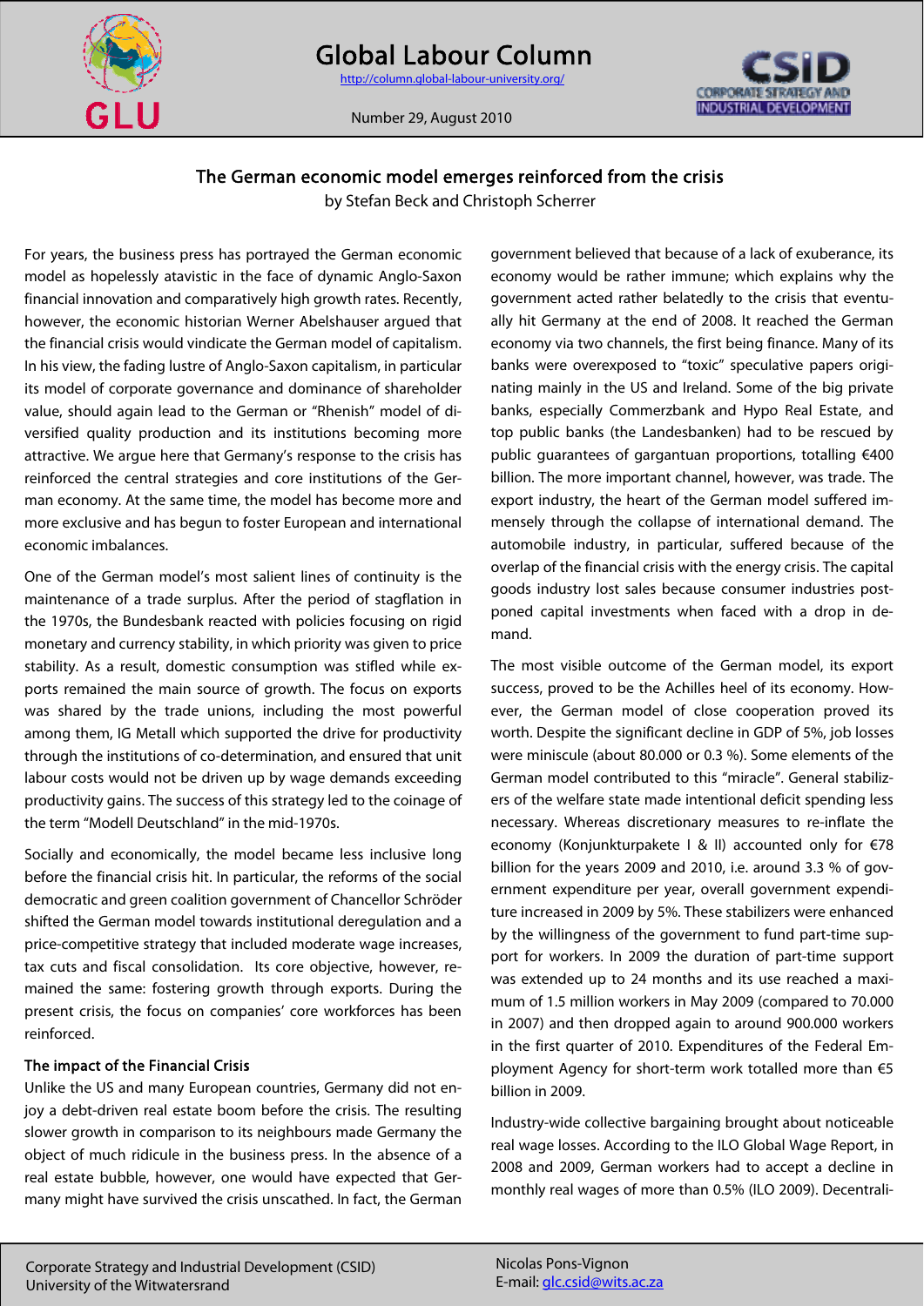# Global Labour Column

http://column.global-labour-university.org/

Number 29, August 2010

## The German economic model emerges reinforced from the crisis

by Stefan Beck and Christoph Scherrer

For years, the business press has portrayed the German economic model as hopelessly atavistic in the face of dynamic Anglo-Saxon financial innovation and comparatively high growth rates. Recently, however, the economic historian Werner Abelshauser argued that the financial crisis would vindicate the German model of capitalism. In his view, the fading lustre of Anglo-Saxon capitalism, in particular its model of corporate governance and dominance of shareholder value, should again lead to the German or "Rhenish" model of diversified quality production and its institutions becoming more attractive. We argue here that Germany's response to the crisis has reinforced the central strategies and core institutions of the German economy. At the same time, the model has become more and more exclusive and has begun to foster European and international economic imbalances.

One of the German model's most salient lines of continuity is the maintenance of a trade surplus. After the period of stagflation in the 1970s, the Bundesbank reacted with policies focusing on rigid monetary and currency stability, in which priority was given to price stability. As a result, domestic consumption was stifled while exports remained the main source of growth. The focus on exports was shared by the trade unions, including the most powerful among them, IG Metall which supported the drive for productivity through the institutions of co-determination, and ensured that unit labour costs would not be driven up by wage demands exceeding productivity gains. The success of this strategy led to the coinage of the term "Modell Deutschland" in the mid-1970s.

Socially and economically, the model became less inclusive long before the financial crisis hit. In particular, the reforms of the social democratic and green coalition government of Chancellor Schröder shifted the German model towards institutional deregulation and a price-competitive strategy that included moderate wage increases, tax cuts and fiscal consolidation. Its core objective, however, remained the same: fostering growth through exports. During the present crisis, the focus on companies' core workforces has been reinforced.

### The impact of the Financial Crisis

Unlike the US and many European countries, Germany did not enjoy a debt-driven real estate boom before the crisis. The resulting slower growth in comparison to its neighbours made Germany the object of much ridicule in the business press. In the absence of a real estate bubble, however, one would have expected that Germany might have survived the crisis unscathed. In fact, the German government believed that because of a lack of exuberance, its economy would be rather immune; which explains why the government acted rather belatedly to the crisis that eventually hit Germany at the end of 2008. It reached the German economy via two channels, the first being finance. Many of its banks were overexposed to "toxic" speculative papers originating mainly in the US and Ireland. Some of the big private banks, especially Commerzbank and Hypo Real Estate, and top public banks (the Landesbanken) had to be rescued by public guarantees of gargantuan proportions, totalling €400 billion. The more important channel, however, was trade. The export industry, the heart of the German model suffered immensely through the collapse of international demand. The automobile industry, in particular, suffered because of the overlap of the financial crisis with the energy crisis. The capital goods industry lost sales because consumer industries postponed capital investments when faced with a drop in demand.

The most visible outcome of the German model, its export success, proved to be the Achilles heel of its economy. However, the German model of close cooperation proved its worth. Despite the significant decline in GDP of 5%, job losses were miniscule (about 80.000 or 0.3 %). Some elements of the German model contributed to this "miracle". General stabilizers of the welfare state made intentional deficit spending less necessary. Whereas discretionary measures to re-inflate the economy (Konjunkturpakete I & II) accounted only for €78 billion for the years 2009 and 2010, i.e. around 3.3 % of government expenditure per year, overall government expenditure increased in 2009 by 5%. These stabilizers were enhanced by the willingness of the government to fund part-time support for workers. In 2009 the duration of part-time support was extended up to 24 months and its use reached a maximum of 1.5 million workers in May 2009 (compared to 70.000 in 2007) and then dropped again to around 900.000 workers in the first quarter of 2010. Expenditures of the Federal Employment Agency for short-term work totalled more than €5 billion in 2009.

Industry-wide collective bargaining brought about noticeable real wage losses. According to the ILO Global Wage Report, in 2008 and 2009, German workers had to accept a decline in monthly real wages of more than 0.5% (ILO 2009). Decentrali-

Corporate Strategy and Industrial Development (CSID)
University of the Witwatersrand

Nicolas Pons-Vignon
E-mail: glc.csid@wits.ac.za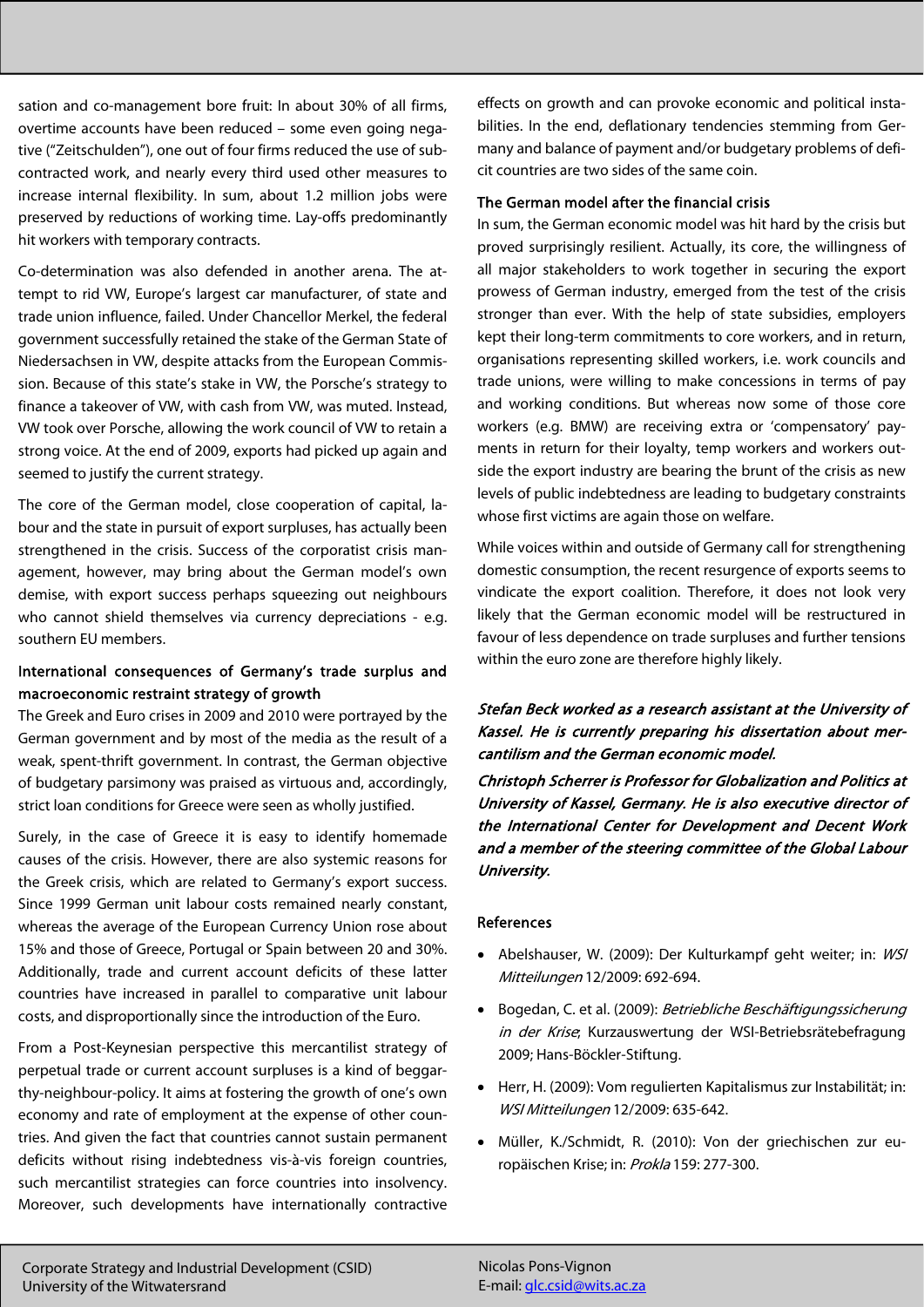sation and co-management bore fruit: In about 30% of all firms, overtime accounts have been reduced – some even going negative ("Zeitschulden"), one out of four firms reduced the use of subcontracted work, and nearly every third used other measures to increase internal flexibility. In sum, about 1.2 million jobs were preserved by reductions of working time. Lay-offs predominantly hit workers with temporary contracts.

Co-determination was also defended in another arena. The attempt to rid VW, Europe's largest car manufacturer, of state and trade union influence, failed. Under Chancellor Merkel, the federal government successfully retained the stake of the German State of Niedersachsen in VW, despite attacks from the European Commission. Because of this state's stake in VW, the Porsche's strategy to finance a takeover of VW, with cash from VW, was muted. Instead, VW took over Porsche, allowing the work council of VW to retain a strong voice. At the end of 2009, exports had picked up again and seemed to justify the current strategy.

The core of the German model, close cooperation of capital, labour and the state in pursuit of export surpluses, has actually been strengthened in the crisis. Success of the corporatist crisis management, however, may bring about the German model's own demise, with export success perhaps squeezing out neighbours who cannot shield themselves via currency depreciations - e.g. southern EU members.

### International consequences of Germany's trade surplus and macroeconomic restraint strategy of growth

The Greek and Euro crises in 2009 and 2010 were portrayed by the German government and by most of the media as the result of a weak, spent-thrift government. In contrast, the German objective of budgetary parsimony was praised as virtuous and, accordingly, strict loan conditions for Greece were seen as wholly justified.

Surely, in the case of Greece it is easy to identify homemade causes of the crisis. However, there are also systemic reasons for the Greek crisis, which are related to Germany's export success. Since 1999 German unit labour costs remained nearly constant, whereas the average of the European Currency Union rose about 15% and those of Greece, Portugal or Spain between 20 and 30%. Additionally, trade and current account deficits of these latter countries have increased in parallel to comparative unit labour costs, and disproportionally since the introduction of the Euro.

From a Post-Keynesian perspective this mercantilist strategy of perpetual trade or current account surpluses is a kind of beggar-thy-neighbour-policy. It aims at fostering the growth of one's own economy and rate of employment at the expense of other countries. And given the fact that countries cannot sustain permanent deficits without rising indebtedness vis-à-vis foreign countries, such mercantilist strategies can force countries into insolvency. Moreover, such developments have internationally contractive effects on growth and can provoke economic and political instabilities. In the end, deflationary tendencies stemming from Germany and balance of payment and/or budgetary problems of deficit countries are two sides of the same coin.

### The German model after the financial crisis

In sum, the German economic model was hit hard by the crisis but proved surprisingly resilient. Actually, its core, the willingness of all major stakeholders to work together in securing the export prowess of German industry, emerged from the test of the crisis stronger than ever. With the help of state subsidies, employers kept their long-term commitments to core workers, and in return, organisations representing skilled workers, i.e. work councils and trade unions, were willing to make concessions in terms of pay and working conditions. But whereas now some of those core workers (e.g. BMW) are receiving extra or 'compensatory' payments in return for their loyalty, temp workers and workers outside the export industry are bearing the brunt of the crisis as new levels of public indebtedness are leading to budgetary constraints whose first victims are again those on welfare.

While voices within and outside of Germany call for strengthening domestic consumption, the recent resurgence of exports seems to vindicate the export coalition. Therefore, it does not look very likely that the German economic model will be restructured in favour of less dependence on trade surpluses and further tensions within the euro zone are therefore highly likely.

***Stefan Beck worked as a research assistant at the University of Kassel. He is currently preparing his dissertation about mercantilism and the German economic model.***

***Christoph Scherrer is Professor for Globalization and Politics at University of Kassel, Germany. He is also executive director of the International Center for Development and Decent Work and a member of the steering committee of the Global Labour University.***

### References

- Abelshauser, W. (2009): Der Kulturkampf geht weiter; in: *WSI Mitteilungen* 12/2009: 692-694.
- Bogedan, C. et al. (2009): *Betriebliche Beschäftigungssicherung in der Krise*; Kurzauswertung der WSI-Betriebsrätebefragung 2009; Hans-Böckler-Stiftung.
- Herr, H. (2009): Vom regulierten Kapitalismus zur Instabilität; in: *WSI Mitteilungen* 12/2009: 635-642.
- Müller, K./Schmidt, R. (2010): Von der griechischen zur europäischen Krise; in: *Prokla* 159: 277-300.

Corporate Strategy and Industrial Development (CSID)
University of the Witwatersrand

Nicolas Pons-Vignon
E-mail: glc.csid@wits.ac.za